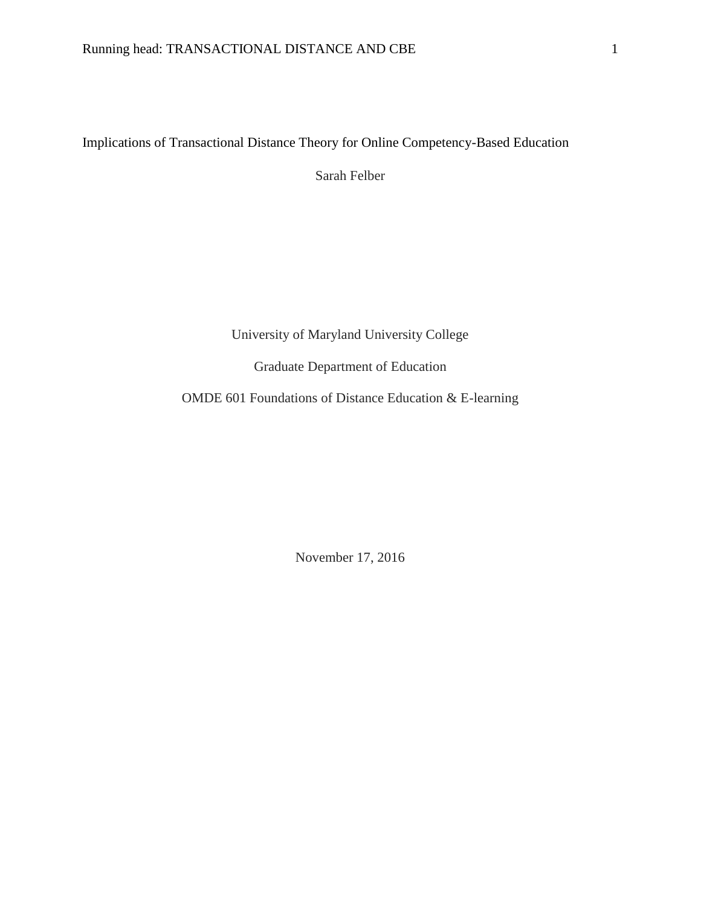# Implications of Transactional Distance Theory for Online Competency-Based Education

Sarah Felber

University of Maryland University College

Graduate Department of Education

OMDE 601 Foundations of Distance Education & E-learning

November 17, 2016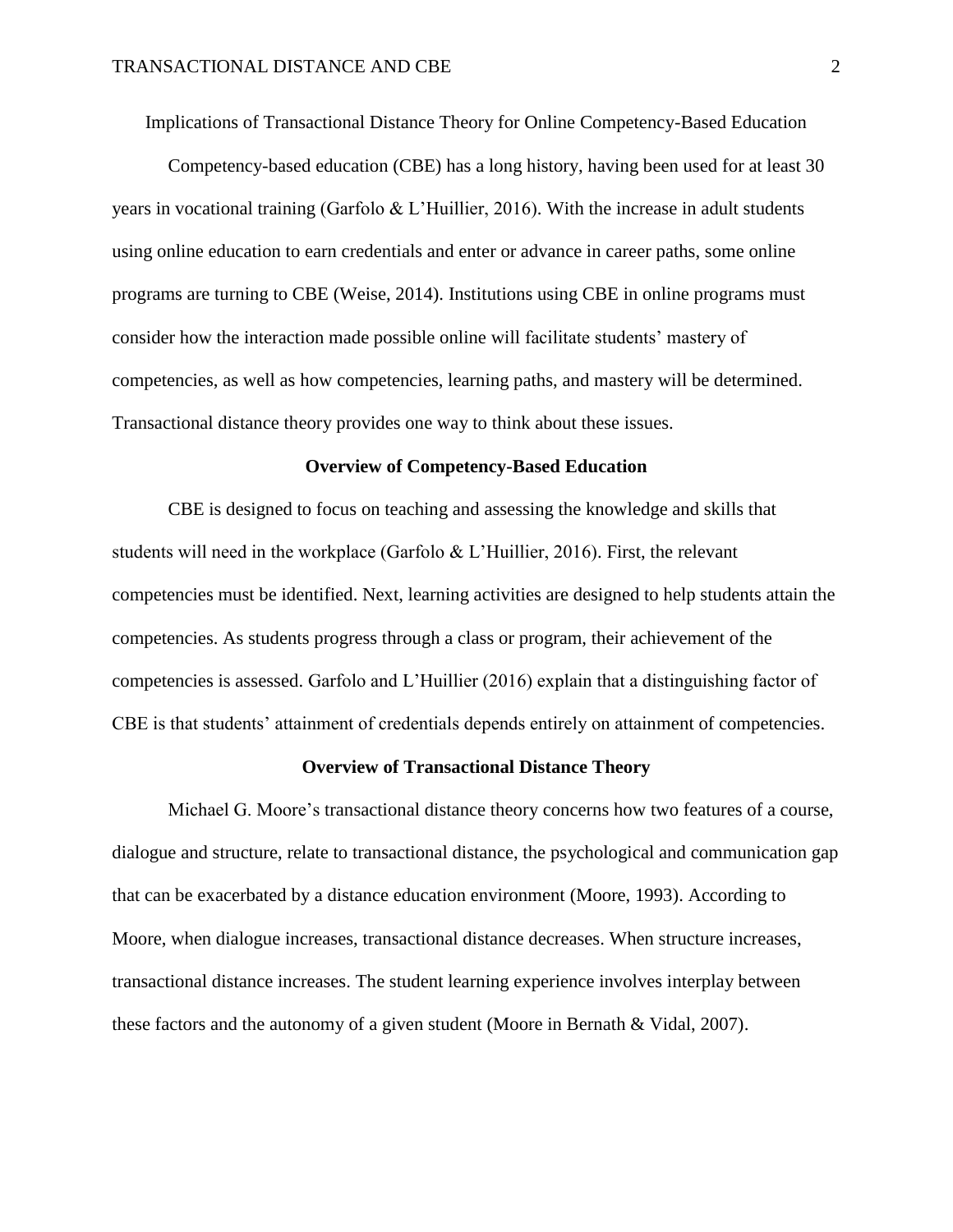# Implications of Transactional Distance Theory for Online Competency-Based Education

Competency-based education (CBE) has a long history, having been used for at least 30 years in vocational training (Garfolo & L'Huillier, 2016). With the increase in adult students using online education to earn credentials and enter or advance in career paths, some online programs are turning to CBE (Weise, 2014). Institutions using CBE in online programs must consider how the interaction made possible online will facilitate students' mastery of competencies, as well as how competencies, learning paths, and mastery will be determined. Transactional distance theory provides one way to think about these issues.

## Overview of Competency-Based Education

CBE is designed to focus on teaching and assessing the knowledge and skills that students will need in the workplace (Garfolo & L'Huillier, 2016). First, the relevant competencies must be identified. Next, learning activities are designed to help students attain the competencies. As students progress through a class or program, their achievement of the competencies is assessed. Garfolo and L'Huillier (2016) explain that a distinguishing factor of CBE is that students' attainment of credentials depends entirely on attainment of competencies.

## Overview of Transactional Distance Theory

Michael G. Moore's transactional distance theory concerns how two features of a course, dialogue and structure, relate to transactional distance, the psychological and communication gap that can be exacerbated by a distance education environment (Moore, 1993). According to Moore, when dialogue increases, transactional distance decreases. When structure increases, transactional distance increases. The student learning experience involves interplay between these factors and the autonomy of a given student (Moore in Bernath & Vidal, 2007).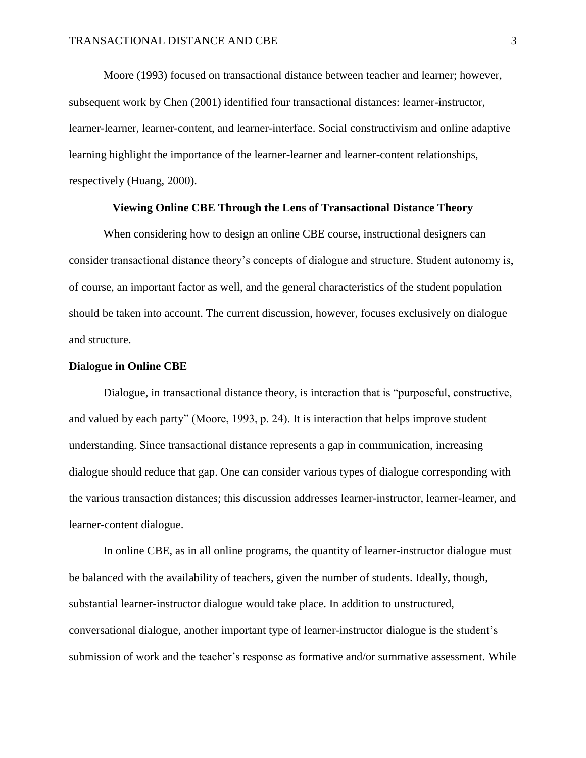Moore (1993) focused on transactional distance between teacher and learner; however, subsequent work by Chen (2001) identified four transactional distances: learner-instructor, learner-learner, learner-content, and learner-interface. Social constructivism and online adaptive learning highlight the importance of the learner-learner and learner-content relationships, respectively (Huang, 2000).

## Viewing Online CBE Through the Lens of Transactional Distance Theory

When considering how to design an online CBE course, instructional designers can consider transactional distance theory's concepts of dialogue and structure. Student autonomy is, of course, an important factor as well, and the general characteristics of the student population should be taken into account. The current discussion, however, focuses exclusively on dialogue and structure.

### Dialogue in Online CBE

Dialogue, in transactional distance theory, is interaction that is "purposeful, constructive, and valued by each party" (Moore, 1993, p. 24). It is interaction that helps improve student understanding. Since transactional distance represents a gap in communication, increasing dialogue should reduce that gap. One can consider various types of dialogue corresponding with the various transaction distances; this discussion addresses learner-instructor, learner-learner, and learner-content dialogue.

In online CBE, as in all online programs, the quantity of learner-instructor dialogue must be balanced with the availability of teachers, given the number of students. Ideally, though, substantial learner-instructor dialogue would take place. In addition to unstructured, conversational dialogue, another important type of learner-instructor dialogue is the student's submission of work and the teacher's response as formative and/or summative assessment. While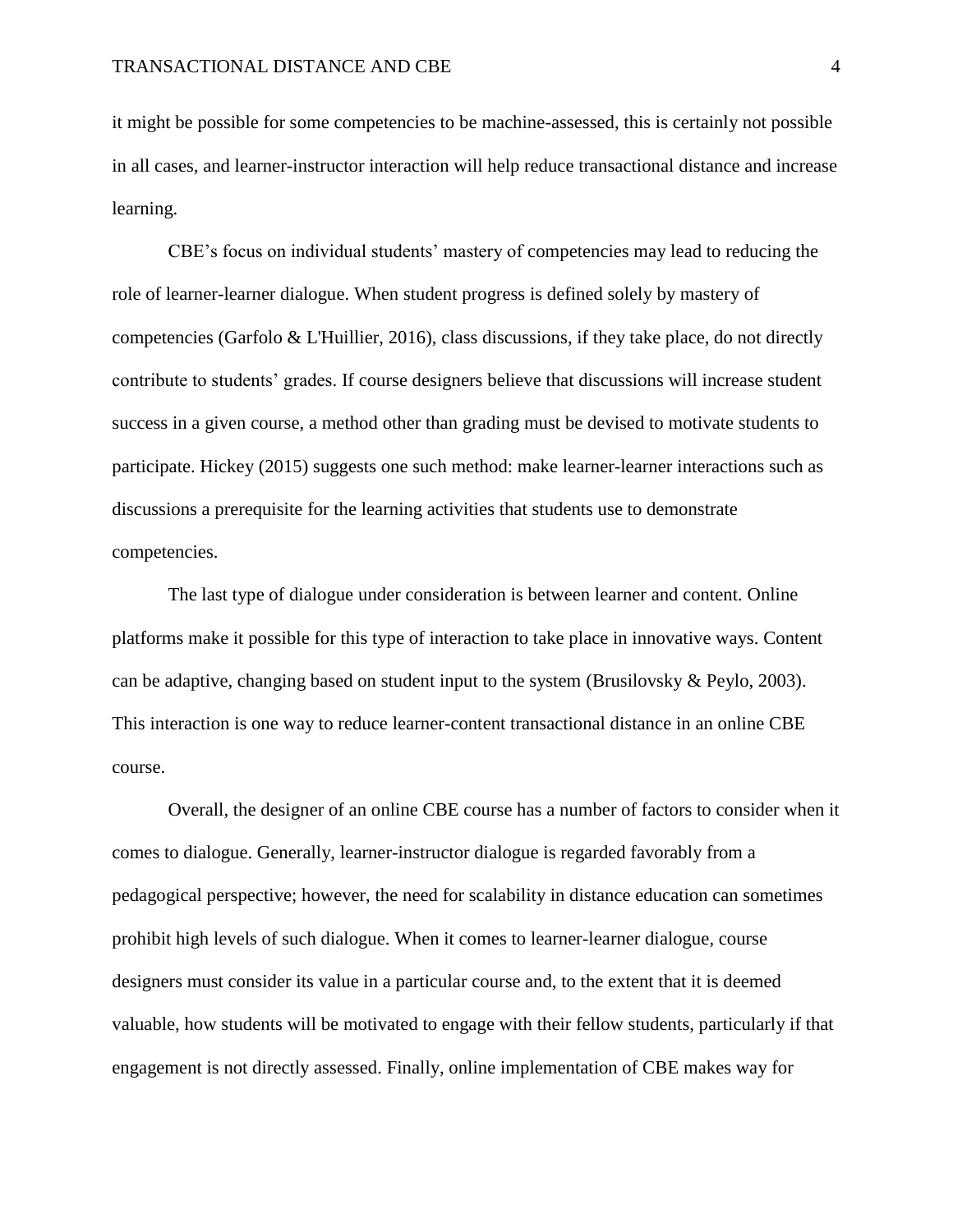it might be possible for some competencies to be machine-assessed, this is certainly not possible in all cases, and learner-instructor interaction will help reduce transactional distance and increase learning.

CBE's focus on individual students' mastery of competencies may lead to reducing the role of learner-learner dialogue. When student progress is defined solely by mastery of competencies (Garfolo & L'Huillier, 2016), class discussions, if they take place, do not directly contribute to students' grades. If course designers believe that discussions will increase student success in a given course, a method other than grading must be devised to motivate students to participate. Hickey (2015) suggests one such method: make learner-learner interactions such as discussions a prerequisite for the learning activities that students use to demonstrate competencies.

The last type of dialogue under consideration is between learner and content. Online platforms make it possible for this type of interaction to take place in innovative ways. Content can be adaptive, changing based on student input to the system (Brusilovsky & Peylo, 2003). This interaction is one way to reduce learner-content transactional distance in an online CBE course.

Overall, the designer of an online CBE course has a number of factors to consider when it comes to dialogue. Generally, learner-instructor dialogue is regarded favorably from a pedagogical perspective; however, the need for scalability in distance education can sometimes prohibit high levels of such dialogue. When it comes to learner-learner dialogue, course designers must consider its value in a particular course and, to the extent that it is deemed valuable, how students will be motivated to engage with their fellow students, particularly if that engagement is not directly assessed. Finally, online implementation of CBE makes way for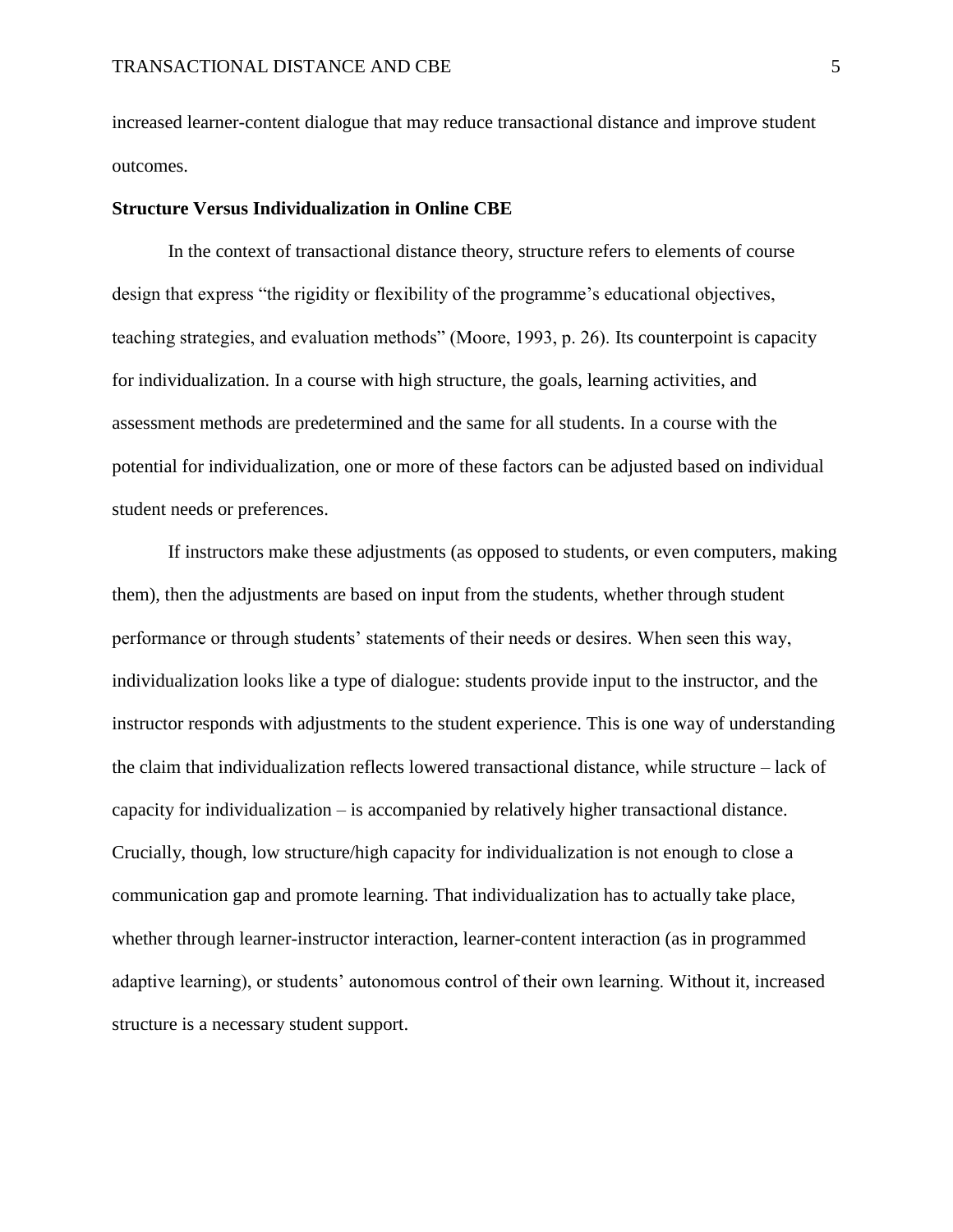increased learner-content dialogue that may reduce transactional distance and improve student outcomes.

**Structure Versus Individualization in Online CBE**

In the context of transactional distance theory, structure refers to elements of course design that express "the rigidity or flexibility of the programme's educational objectives, teaching strategies, and evaluation methods" (Moore, 1993, p. 26). Its counterpoint is capacity for individualization. In a course with high structure, the goals, learning activities, and assessment methods are predetermined and the same for all students. In a course with the potential for individualization, one or more of these factors can be adjusted based on individual student needs or preferences.

If instructors make these adjustments (as opposed to students, or even computers, making them), then the adjustments are based on input from the students, whether through student performance or through students' statements of their needs or desires. When seen this way, individualization looks like a type of dialogue: students provide input to the instructor, and the instructor responds with adjustments to the student experience. This is one way of understanding the claim that individualization reflects lowered transactional distance, while structure – lack of capacity for individualization – is accompanied by relatively higher transactional distance. Crucially, though, low structure/high capacity for individualization is not enough to close a communication gap and promote learning. That individualization has to actually take place, whether through learner-instructor interaction, learner-content interaction (as in programmed adaptive learning), or students' autonomous control of their own learning. Without it, increased structure is a necessary student support.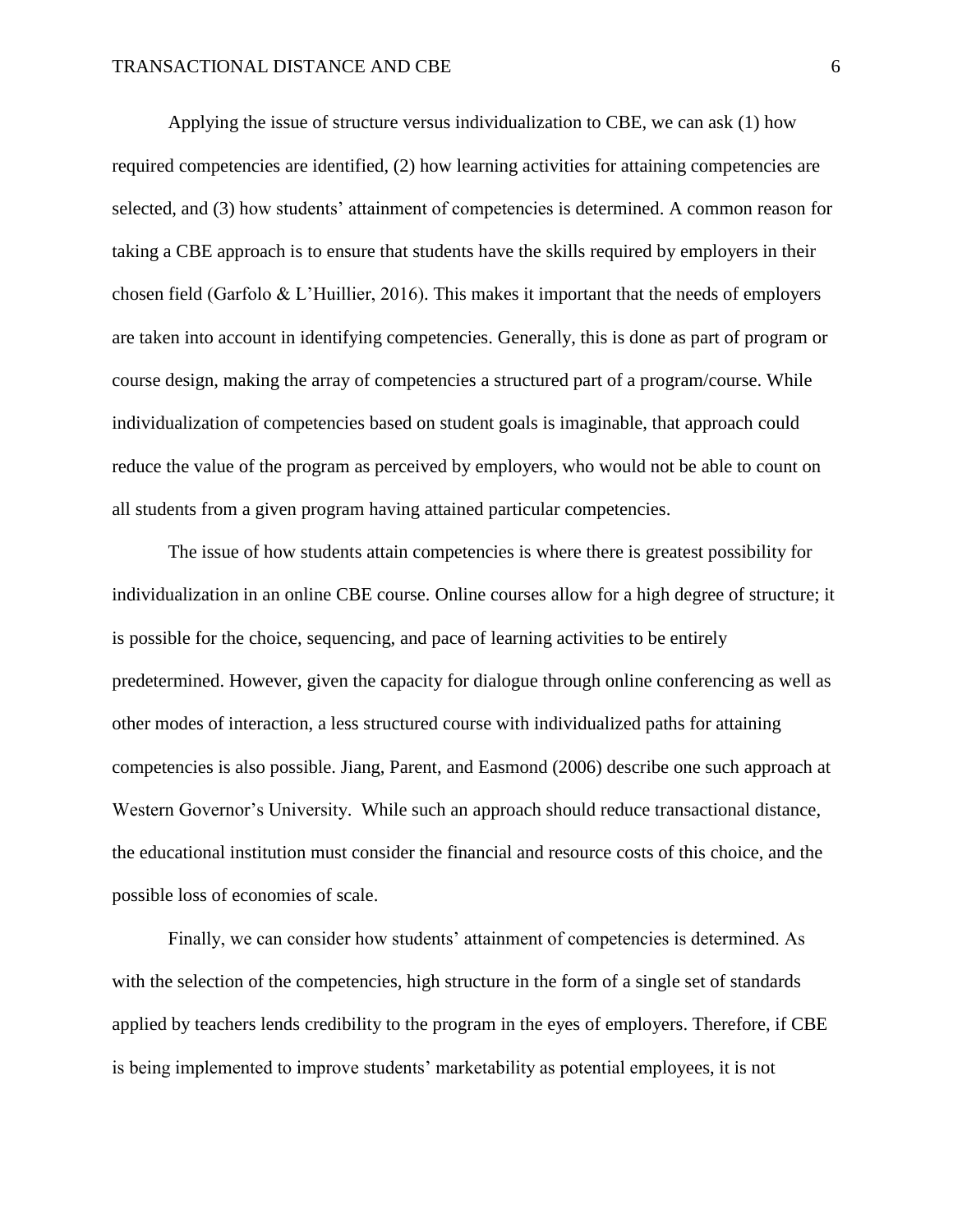Applying the issue of structure versus individualization to CBE, we can ask (1) how required competencies are identified, (2) how learning activities for attaining competencies are selected, and (3) how students' attainment of competencies is determined. A common reason for taking a CBE approach is to ensure that students have the skills required by employers in their chosen field (Garfolo & L'Huillier, 2016). This makes it important that the needs of employers are taken into account in identifying competencies. Generally, this is done as part of program or course design, making the array of competencies a structured part of a program/course. While individualization of competencies based on student goals is imaginable, that approach could reduce the value of the program as perceived by employers, who would not be able to count on all students from a given program having attained particular competencies.

The issue of how students attain competencies is where there is greatest possibility for individualization in an online CBE course. Online courses allow for a high degree of structure; it is possible for the choice, sequencing, and pace of learning activities to be entirely predetermined. However, given the capacity for dialogue through online conferencing as well as other modes of interaction, a less structured course with individualized paths for attaining competencies is also possible. Jiang, Parent, and Easmond (2006) describe one such approach at Western Governor's University. While such an approach should reduce transactional distance, the educational institution must consider the financial and resource costs of this choice, and the possible loss of economies of scale.

Finally, we can consider how students' attainment of competencies is determined. As with the selection of the competencies, high structure in the form of a single set of standards applied by teachers lends credibility to the program in the eyes of employers. Therefore, if CBE is being implemented to improve students' marketability as potential employees, it is not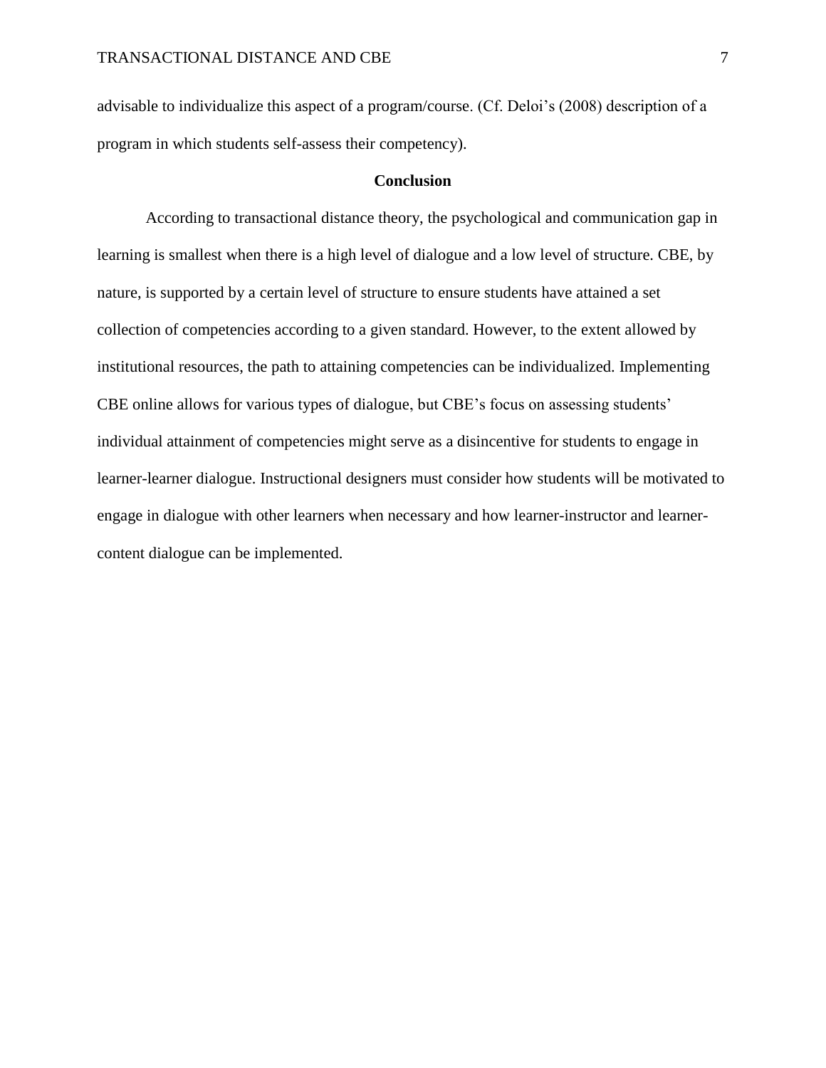advisable to individualize this aspect of a program/course. (Cf. Deloi's (2008) description of a program in which students self-assess their competency).

## Conclusion

According to transactional distance theory, the psychological and communication gap in learning is smallest when there is a high level of dialogue and a low level of structure. CBE, by nature, is supported by a certain level of structure to ensure students have attained a set collection of competencies according to a given standard. However, to the extent allowed by institutional resources, the path to attaining competencies can be individualized. Implementing CBE online allows for various types of dialogue, but CBE's focus on assessing students' individual attainment of competencies might serve as a disincentive for students to engage in learner-learner dialogue. Instructional designers must consider how students will be motivated to engage in dialogue with other learners when necessary and how learner-instructor and learner-content dialogue can be implemented.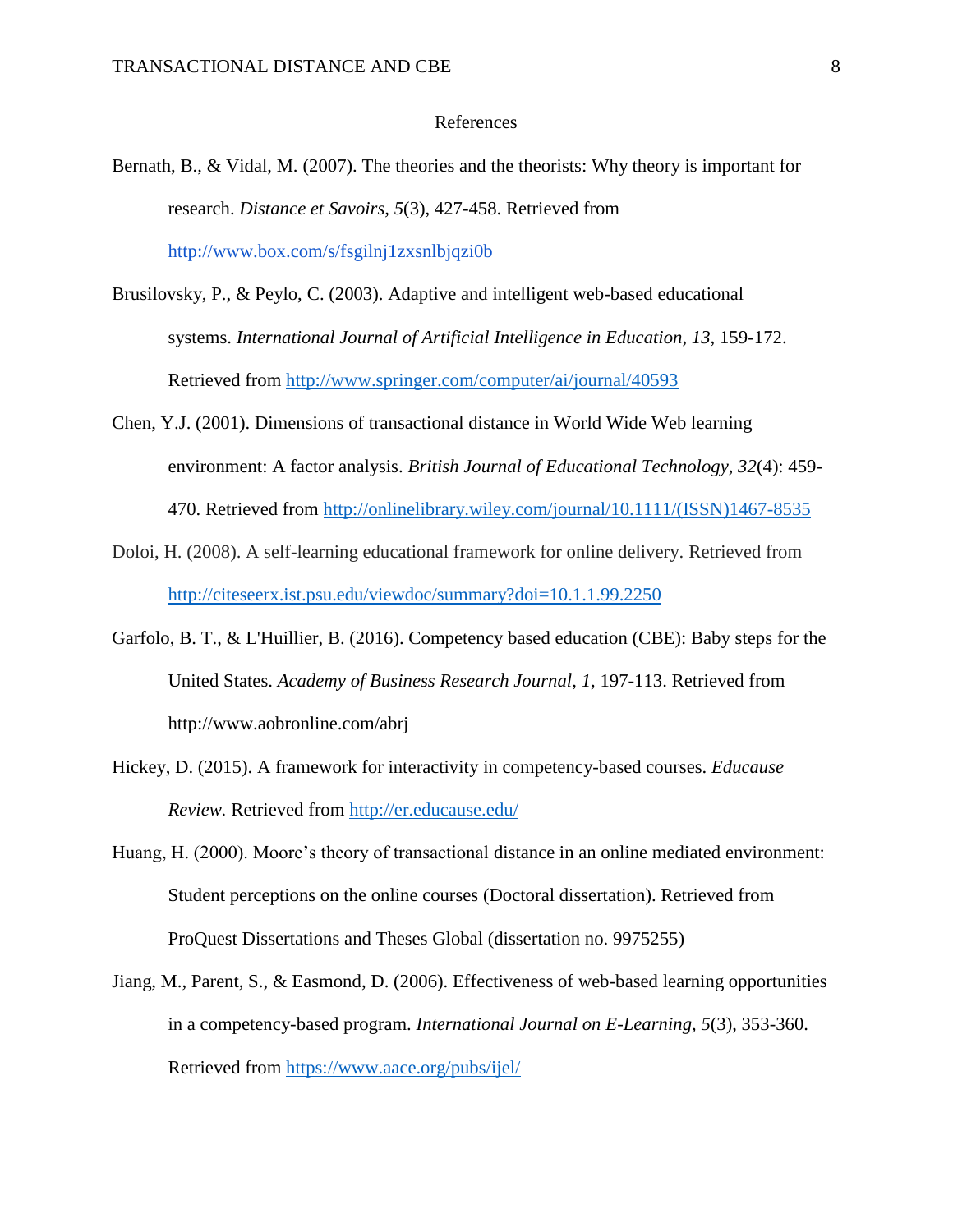# References

Bernath, B., & Vidal, M. (2007). The theories and the theorists: Why theory is important for research. *Distance et Savoirs, 5*(3), 427-458. Retrieved from http://www.box.com/s/fsgilnj1zxsnlbjqzi0b

Brusilovsky, P., & Peylo, C. (2003). Adaptive and intelligent web-based educational systems. *International Journal of Artificial Intelligence in Education*, *13*, 159-172. Retrieved from http://www.springer.com/computer/ai/journal/40593

Chen, Y.J. (2001). Dimensions of transactional distance in World Wide Web learning environment: A factor analysis. *British Journal of Educational Technology, 32*(4): 459-470. Retrieved from http://onlinelibrary.wiley.com/journal/10.1111/(ISSN)1467-8535

Doloi, H. (2008). A self-learning educational framework for online delivery. Retrieved from http://citeseerx.ist.psu.edu/viewdoc/summary?doi=10.1.1.99.2250

Garfolo, B. T., & L'Huillier, B. (2016). Competency based education (CBE): Baby steps for the United States. *Academy of Business Research Journal*, *1,* 197-113. Retrieved from http://www.aobronline.com/abrj

Hickey, D. (2015). A framework for interactivity in competency-based courses. *Educause Review.* Retrieved from http://er.educause.edu/

Huang, H. (2000). Moore's theory of transactional distance in an online mediated environment: Student perceptions on the online courses (Doctoral dissertation). Retrieved from ProQuest Dissertations and Theses Global (dissertation no. 9975255)

Jiang, M., Parent, S., & Easmond, D. (2006). Effectiveness of web-based learning opportunities in a competency-based program. *International Journal on E-Learning, 5*(3), 353-360. Retrieved from https://www.aace.org/pubs/ijel/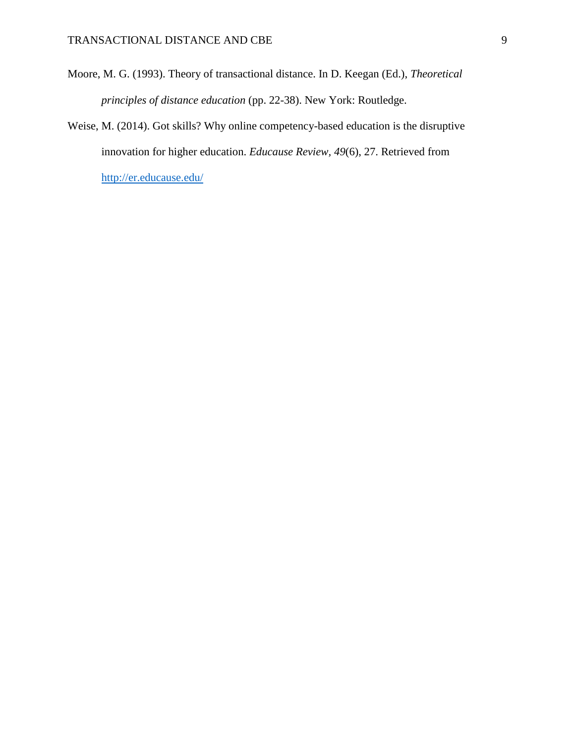Moore, M. G. (1993). Theory of transactional distance. In D. Keegan (Ed.), *Theoretical principles of distance education* (pp. 22-38). New York: Routledge.

Weise, M. (2014). Got skills? Why online competency-based education is the disruptive innovation for higher education. *Educause Review, 49*(6), 27. Retrieved from http://er.educause.edu/